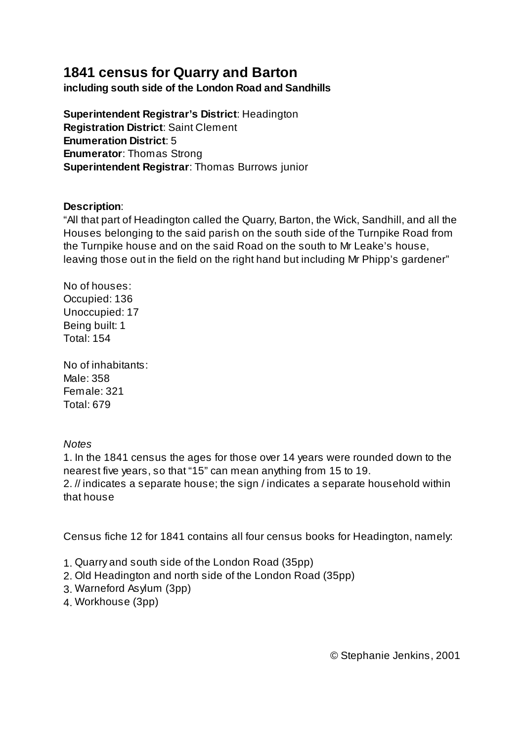# 1841 census for Quarry and Barton

**including south side of the London Road and Sandhills**

**Superintendent Registrar's District**: Headington
**Registration District**: Saint Clement
**Enumeration District**: 5
**Enumerator**: Thomas Strong
**Superintendent Registrar**: Thomas Burrows junior

**Description**:
"All that part of Headington called the Quarry, Barton, the Wick, Sandhill, and all the Houses belonging to the said parish on the south side of the Turnpike Road from the Turnpike house and on the said Road on the south to Mr Leake's house, leaving those out in the field on the right hand but including Mr Phipp's gardener"

No of houses:
Occupied: 136
Unoccupied: 17
Being built: 1
Total: 154

No of inhabitants:
Male: 358
Female: 321
Total: 679

*Notes*

1. In the 1841 census the ages for those over 14 years were rounded down to the nearest five years, so that "15" can mean anything from 15 to 19.
2. // indicates a separate house; the sign / indicates a separate household within that house

Census fiche 12 for 1841 contains all four census books for Headington, namely:

1. Quarry and south side of the London Road (35pp)
2. Old Headington and north side of the London Road (35pp)
3. Warneford Asylum (3pp)
4. Workhouse (3pp)

© Stephanie Jenkins, 2001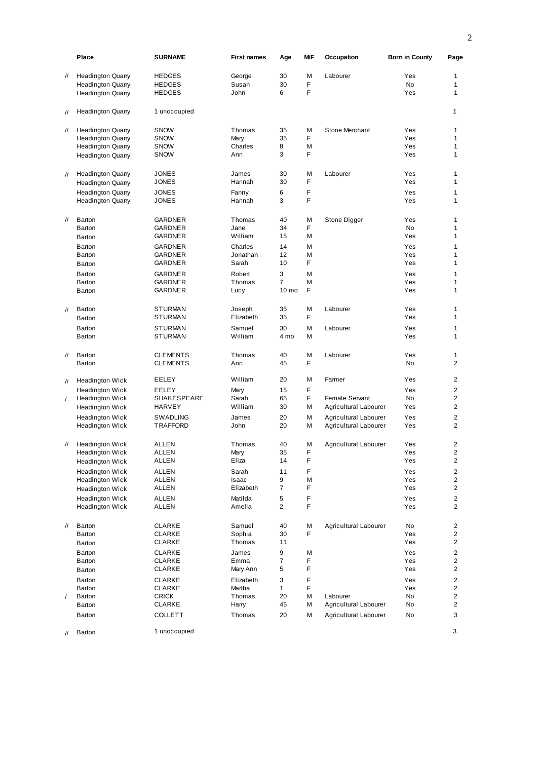| | Place | SURNAME | First names | Age | M/F | Occupation | Born in County | Page |
|---|---|---|---|---|---|---|---|---|
| // | Headington Quarry | HEDGES | George | 30 | M | Labourer | Yes | 1 |
| | Headington Quarry | HEDGES | Susan | 30 | F | | No | 1 |
| | Headington Quarry | HEDGES | John | 6 | F | | Yes | 1 |
| // | Headington Quarry | 1 unoccupied | | | | | | 1 |
| // | Headington Quarry | SNOW | Thomas | 35 | M | Stone Merchant | Yes | 1 |
| | Headington Quarry | SNOW | Mary | 35 | F | | Yes | 1 |
| | Headington Quarry | SNOW | Charles | 8 | M | | Yes | 1 |
| | Headington Quarry | SNOW | Ann | 3 | F | | Yes | 1 |
| // | Headington Quarry | JONES | James | 30 | M | Labourer | Yes | 1 |
| | Headington Quarry | JONES | Hannah | 30 | F | | Yes | 1 |
| | Headington Quarry | JONES | Fanny | 6 | F | | Yes | 1 |
| | Headington Quarry | JONES | Hannah | 3 | F | | Yes | 1 |
| // | Barton | GARDNER | Thomas | 40 | M | Stone Digger | Yes | 1 |
| | Barton | GARDNER | Jane | 34 | F | | No | 1 |
| | Barton | GARDNER | William | 15 | M | | Yes | 1 |
| | Barton | GARDNER | Charles | 14 | M | | Yes | 1 |
| | Barton | GARDNER | Jonathan | 12 | M | | Yes | 1 |
| | Barton | GARDNER | Sarah | 10 | F | | Yes | 1 |
| | Barton | GARDNER | Robert | 3 | M | | Yes | 1 |
| | Barton | GARDNER | Thomas | 7 | M | | Yes | 1 |
| | Barton | GARDNER | Lucy | 10 mo | F | | Yes | 1 |
| // | Barton | STURMAN | Joseph | 35 | M | Labourer | Yes | 1 |
| | Barton | STURMAN | Elizabeth | 35 | F | | Yes | 1 |
| | Barton | STURMAN | Samuel | 30 | M | Labourer | Yes | 1 |
| | Barton | STURMAN | William | 4 mo | M | | Yes | 1 |
| // | Barton | CLEMENTS | Thomas | 40 | M | Labourer | Yes | 1 |
| | Barton | CLEMENTS | Ann | 45 | F | | No | 2 |
| // | Headington Wick | EELEY | William | 20 | M | Farmer | Yes | 2 |
| | Headington Wick | EELEY | Mary | 15 | F | | Yes | 2 |
| / | Headington Wick | SHAKESPEARE | Sarah | 65 | F | Female Servant | No | 2 |
| | Headington Wick | HARVEY | William | 30 | M | Agricultural Labourer | Yes | 2 |
| | Headington Wick | SWADLING | James | 20 | M | Agricultural Labourer | Yes | 2 |
| | Headington Wick | TRAFFORD | John | 20 | M | Agricultural Labourer | Yes | 2 |
| // | Headington Wick | ALLEN | Thomas | 40 | M | Agricultural Labourer | Yes | 2 |
| | Headington Wick | ALLEN | Mary | 35 | F | | Yes | 2 |
| | Headington Wick | ALLEN | Eliza | 14 | F | | Yes | 2 |
| | Headington Wick | ALLEN | Sarah | 11 | F | | Yes | 2 |
| | Headington Wick | ALLEN | Isaac | 9 | M | | Yes | 2 |
| | Headington Wick | ALLEN | Elizabeth | 7 | F | | Yes | 2 |
| | Headington Wick | ALLEN | Matilda | 5 | F | | Yes | 2 |
| | Headington Wick | ALLEN | Amelia | 2 | F | | Yes | 2 |
| // | Barton | CLARKE | Samuel | 40 | M | Agricultural Labourer | No | 2 |
| | Barton | CLARKE | Sophia | 30 | F | | Yes | 2 |
| | Barton | CLARKE | Thomas | 11 | | | Yes | 2 |
| | Barton | CLARKE | James | 9 | M | | Yes | 2 |
| | Barton | CLARKE | Emma | 7 | F | | Yes | 2 |
| | Barton | CLARKE | Mary Ann | 5 | F | | Yes | 2 |
| | Barton | CLARKE | Elizabeth | 3 | F | | Yes | 2 |
| | Barton | CLARKE | Martha | 1 | F | | Yes | 2 |
| / | Barton | CRICK | Thomas | 20 | M | Labourer | No | 2 |
| | Barton | CLARKE | Harry | 45 | M | Agricultural Labourer | No | 2 |
| | Barton | COLLETT | Thomas | 20 | M | Agricultural Labourer | No | 3 |
| // | Barton | 1 unoccupied | | | | | | 3 |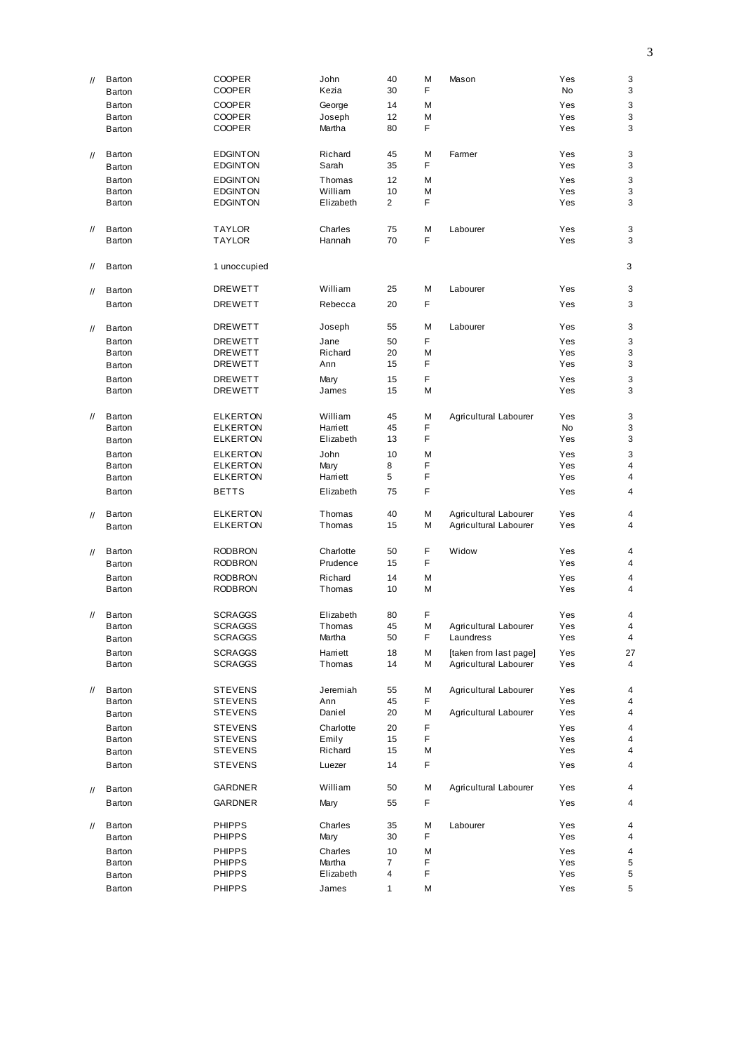| | | | | | | | | |
|---|---|---|---|---|---|---|---|---|
| // | Barton | COOPER | John | 40 | M | Mason | Yes | 3 |
| | Barton | COOPER | Kezia | 30 | F | | No | 3 |
| | Barton | COOPER | George | 14 | M | | Yes | 3 |
| | Barton | COOPER | Joseph | 12 | M | | Yes | 3 |
| | Barton | COOPER | Martha | 80 | F | | Yes | 3 |
| // | Barton | EDGINTON | Richard | 45 | M | Farmer | Yes | 3 |
| | Barton | EDGINTON | Sarah | 35 | F | | Yes | 3 |
| | Barton | EDGINTON | Thomas | 12 | M | | Yes | 3 |
| | Barton | EDGINTON | William | 10 | M | | Yes | 3 |
| | Barton | EDGINTON | Elizabeth | 2 | F | | Yes | 3 |
| // | Barton | TAYLOR | Charles | 75 | M | Labourer | Yes | 3 |
| | Barton | TAYLOR | Hannah | 70 | F | | Yes | 3 |
| // | Barton | 1 unoccupied | | | | | | 3 |
| // | Barton | DREWETT | William | 25 | M | Labourer | Yes | 3 |
| | Barton | DREWETT | Rebecca | 20 | F | | Yes | 3 |
| // | Barton | DREWETT | Joseph | 55 | M | Labourer | Yes | 3 |
| | Barton | DREWETT | Jane | 50 | F | | Yes | 3 |
| | Barton | DREWETT | Richard | 20 | M | | Yes | 3 |
| | Barton | DREWETT | Ann | 15 | F | | Yes | 3 |
| | Barton | DREWETT | Mary | 15 | F | | Yes | 3 |
| | Barton | DREWETT | James | 15 | M | | Yes | 3 |
| // | Barton | ELKERTON | William | 45 | M | Agricultural Labourer | Yes | 3 |
| | Barton | ELKERTON | Harriett | 45 | F | | No | 3 |
| | Barton | ELKERTON | Elizabeth | 13 | F | | Yes | 3 |
| | Barton | ELKERTON | John | 10 | M | | Yes | 3 |
| | Barton | ELKERTON | Mary | 8 | F | | Yes | 4 |
| | Barton | ELKERTON | Harriett | 5 | F | | Yes | 4 |
| | Barton | BETTS | Elizabeth | 75 | F | | Yes | 4 |
| // | Barton | ELKERTON | Thomas | 40 | M | Agricultural Labourer | Yes | 4 |
| | Barton | ELKERTON | Thomas | 15 | M | Agricultural Labourer | Yes | 4 |
| // | Barton | RODBRON | Charlotte | 50 | F | Widow | Yes | 4 |
| | Barton | RODBRON | Prudence | 15 | F | | Yes | 4 |
| | Barton | RODBRON | Richard | 14 | M | | Yes | 4 |
| | Barton | RODBRON | Thomas | 10 | M | | Yes | 4 |
| // | Barton | SCRAGGS | Elizabeth | 80 | F | | Yes | 4 |
| | Barton | SCRAGGS | Thomas | 45 | M | Agricultural Labourer | Yes | 4 |
| | Barton | SCRAGGS | Martha | 50 | F | Laundress | Yes | 4 |
| | Barton | SCRAGGS | Harriett | 18 | M | [taken from last page] | Yes | 27 |
| | Barton | SCRAGGS | Thomas | 14 | M | Agricultural Labourer | Yes | 4 |
| // | Barton | STEVENS | Jeremiah | 55 | M | Agricultural Labourer | Yes | 4 |
| | Barton | STEVENS | Ann | 45 | F | | Yes | 4 |
| | Barton | STEVENS | Daniel | 20 | M | Agricultural Labourer | Yes | 4 |
| | Barton | STEVENS | Charlotte | 20 | F | | Yes | 4 |
| | Barton | STEVENS | Emily | 15 | F | | Yes | 4 |
| | Barton | STEVENS | Richard | 15 | M | | Yes | 4 |
| | Barton | STEVENS | Luezer | 14 | F | | Yes | 4 |
| // | Barton | GARDNER | William | 50 | M | Agricultural Labourer | Yes | 4 |
| | Barton | GARDNER | Mary | 55 | F | | Yes | 4 |
| // | Barton | PHIPPS | Charles | 35 | M | Labourer | Yes | 4 |
| | Barton | PHIPPS | Mary | 30 | F | | Yes | 4 |
| | Barton | PHIPPS | Charles | 10 | M | | Yes | 4 |
| | Barton | PHIPPS | Martha | 7 | F | | Yes | 5 |
| | Barton | PHIPPS | Elizabeth | 4 | F | | Yes | 5 |
| | Barton | PHIPPS | James | 1 | M | | Yes | 5 |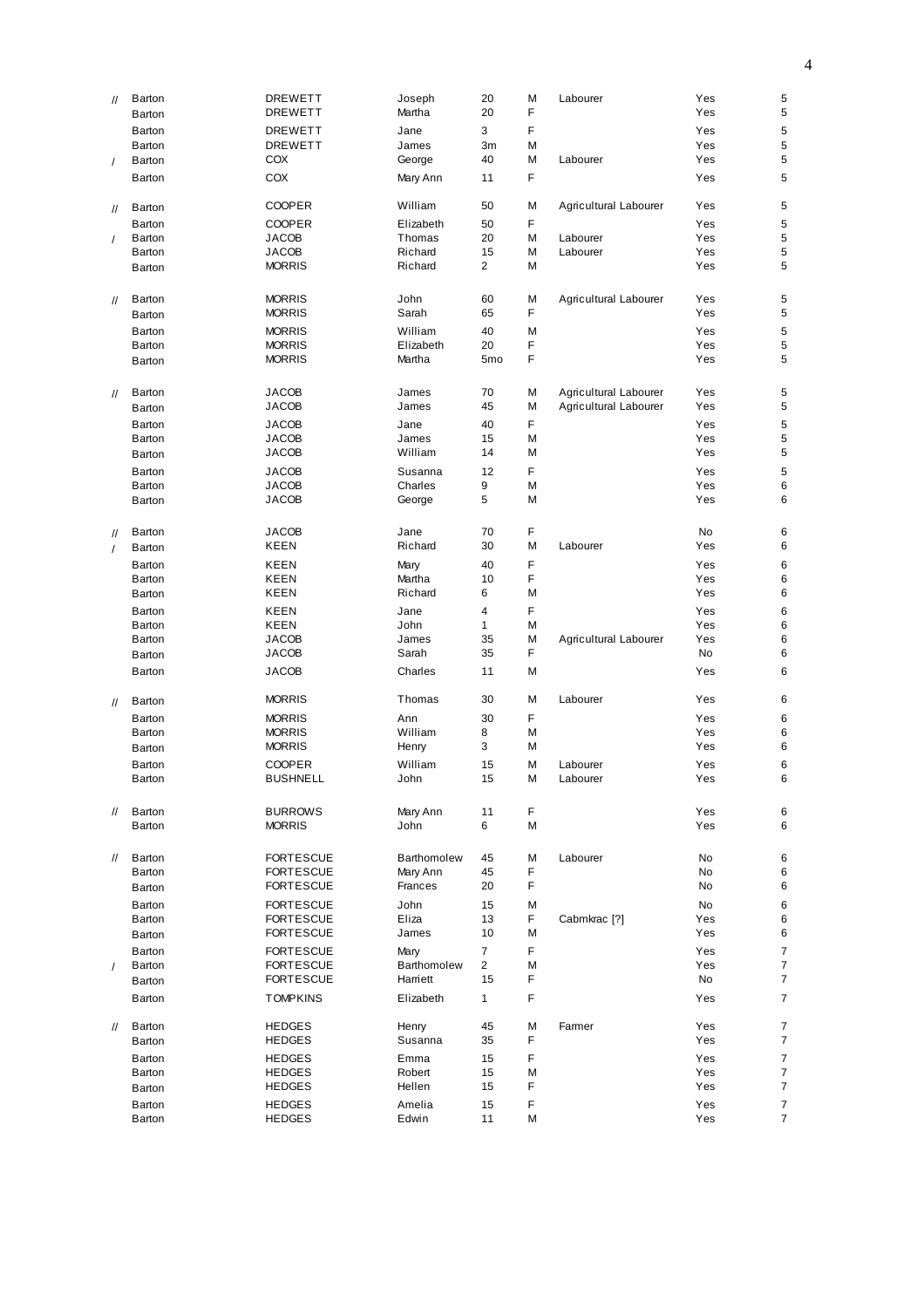| | | | | | | | | |
|---|---|---|---|---|---|---|---|---|
| // | Barton | DREWETT | Joseph | 20 | M | Labourer | Yes | 5 |
| | Barton | DREWETT | Martha | 20 | F | | Yes | 5 |
| | Barton | DREWETT | Jane | 3 | F | | Yes | 5 |
| | Barton | DREWETT | James | 3m | M | | Yes | 5 |
| / | Barton | COX | George | 40 | M | Labourer | Yes | 5 |
| | Barton | COX | Mary Ann | 11 | F | | Yes | 5 |
| // | Barton | COOPER | William | 50 | M | Agricultural Labourer | Yes | 5 |
| | Barton | COOPER | Elizabeth | 50 | F | | Yes | 5 |
| / | Barton | JACOB | Thomas | 20 | M | Labourer | Yes | 5 |
| | Barton | JACOB | Richard | 15 | M | Labourer | Yes | 5 |
| | Barton | MORRIS | Richard | 2 | M | | Yes | 5 |
| // | Barton | MORRIS | John | 60 | M | Agricultural Labourer | Yes | 5 |
| | Barton | MORRIS | Sarah | 65 | F | | Yes | 5 |
| | Barton | MORRIS | William | 40 | M | | Yes | 5 |
| | Barton | MORRIS | Elizabeth | 20 | F | | Yes | 5 |
| | Barton | MORRIS | Martha | 5mo | F | | Yes | 5 |
| // | Barton | JACOB | James | 70 | M | Agricultural Labourer | Yes | 5 |
| | Barton | JACOB | James | 45 | M | Agricultural Labourer | Yes | 5 |
| | Barton | JACOB | Jane | 40 | F | | Yes | 5 |
| | Barton | JACOB | James | 15 | M | | Yes | 5 |
| | Barton | JACOB | William | 14 | M | | Yes | 5 |
| | Barton | JACOB | Susanna | 12 | F | | Yes | 5 |
| | Barton | JACOB | Charles | 9 | M | | Yes | 6 |
| | Barton | JACOB | George | 5 | M | | Yes | 6 |
| // | Barton | JACOB | Jane | 70 | F | | No | 6 |
| / | Barton | KEEN | Richard | 30 | M | Labourer | Yes | 6 |
| | Barton | KEEN | Mary | 40 | F | | Yes | 6 |
| | Barton | KEEN | Martha | 10 | F | | Yes | 6 |
| | Barton | KEEN | Richard | 6 | M | | Yes | 6 |
| | Barton | KEEN | Jane | 4 | F | | Yes | 6 |
| | Barton | KEEN | John | 1 | M | | Yes | 6 |
| | Barton | JACOB | James | 35 | M | Agricultural Labourer | Yes | 6 |
| | Barton | JACOB | Sarah | 35 | F | | No | 6 |
| | Barton | JACOB | Charles | 11 | M | | Yes | 6 |
| // | Barton | MORRIS | Thomas | 30 | M | Labourer | Yes | 6 |
| | Barton | MORRIS | Ann | 30 | F | | Yes | 6 |
| | Barton | MORRIS | William | 8 | M | | Yes | 6 |
| | Barton | MORRIS | Henry | 3 | M | | Yes | 6 |
| | Barton | COOPER | William | 15 | M | Labourer | Yes | 6 |
| | Barton | BUSHNELL | John | 15 | M | Labourer | Yes | 6 |
| // | Barton | BURROWS | Mary Ann | 11 | F | | Yes | 6 |
| | Barton | MORRIS | John | 6 | M | | Yes | 6 |
| // | Barton | FORTESCUE | Barthomolew | 45 | M | Labourer | No | 6 |
| | Barton | FORTESCUE | Mary Ann | 45 | F | | No | 6 |
| | Barton | FORTESCUE | Frances | 20 | F | | No | 6 |
| | Barton | FORTESCUE | John | 15 | M | | No | 6 |
| | Barton | FORTESCUE | Eliza | 13 | F | Cabmkrac [?] | Yes | 6 |
| | Barton | FORTESCUE | James | 10 | M | | Yes | 6 |
| | Barton | FORTESCUE | Mary | 7 | F | | Yes | 7 |
| / | Barton | FORTESCUE | Barthomolew | 2 | M | | Yes | 7 |
| | Barton | FORTESCUE | Harriett | 15 | F | | No | 7 |
| | Barton | TOMPKINS | Elizabeth | 1 | F | | Yes | 7 |
| // | Barton | HEDGES | Henry | 45 | M | Farmer | Yes | 7 |
| | Barton | HEDGES | Susanna | 35 | F | | Yes | 7 |
| | Barton | HEDGES | Emma | 15 | F | | Yes | 7 |
| | Barton | HEDGES | Robert | 15 | M | | Yes | 7 |
| | Barton | HEDGES | Hellen | 15 | F | | Yes | 7 |
| | Barton | HEDGES | Amelia | 15 | F | | Yes | 7 |
| | Barton | HEDGES | Edwin | 11 | M | | Yes | 7 |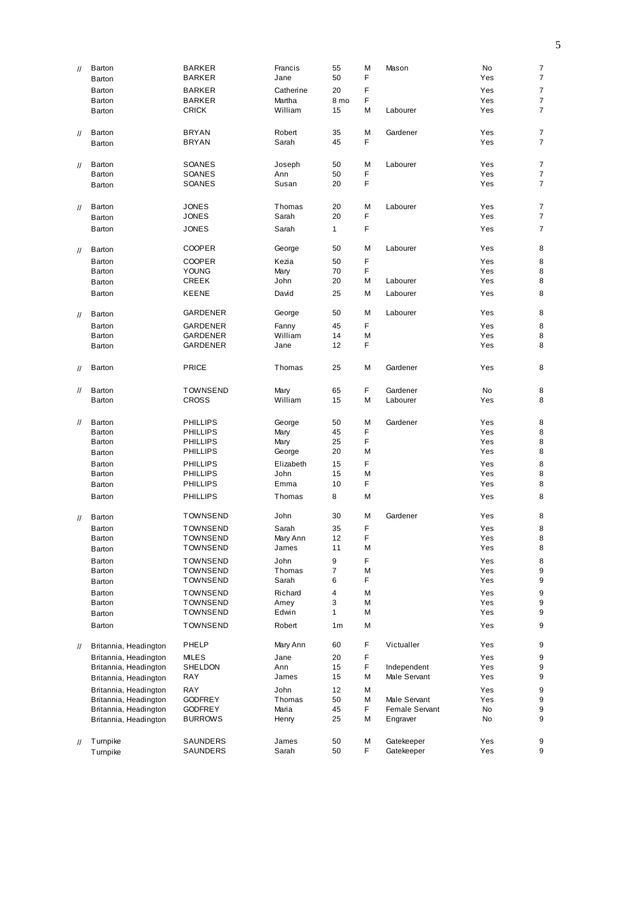| | | | | | | | | |
|---|---|---|---|---|---|---|---|---|
| // | Barton | BARKER | Francis | 55 | M | Mason | No | 7 |
| | Barton | BARKER | Jane | 50 | F | | Yes | 7 |
| | Barton | BARKER | Catherine | 20 | F | | Yes | 7 |
| | Barton | BARKER | Martha | 8 mo | F | | Yes | 7 |
| | Barton | CRICK | William | 15 | M | Labourer | Yes | 7 |
| // | Barton | BRYAN | Robert | 35 | M | Gardener | Yes | 7 |
| | Barton | BRYAN | Sarah | 45 | F | | Yes | 7 |
| // | Barton | SOANES | Joseph | 50 | M | Labourer | Yes | 7 |
| | Barton | SOANES | Ann | 50 | F | | Yes | 7 |
| | Barton | SOANES | Susan | 20 | F | | Yes | 7 |
| // | Barton | JONES | Thomas | 20 | M | Labourer | Yes | 7 |
| | Barton | JONES | Sarah | 20 | F | | Yes | 7 |
| | Barton | JONES | Sarah | 1 | F | | Yes | 7 |
| // | Barton | COOPER | George | 50 | M | Labourer | Yes | 8 |
| | Barton | COOPER | Kezia | 50 | F | | Yes | 8 |
| | Barton | YOUNG | Mary | 70 | F | | Yes | 8 |
| | Barton | CREEK | John | 20 | M | Labourer | Yes | 8 |
| | Barton | KEENE | David | 25 | M | Labourer | Yes | 8 |
| // | Barton | GARDENER | George | 50 | M | Labourer | Yes | 8 |
| | Barton | GARDENER | Fanny | 45 | F | | Yes | 8 |
| | Barton | GARDENER | William | 14 | M | | Yes | 8 |
| | Barton | GARDENER | Jane | 12 | F | | Yes | 8 |
| // | Barton | PRICE | Thomas | 25 | M | Gardener | Yes | 8 |
| // | Barton | TOWNSEND | Mary | 65 | F | Gardener | No | 8 |
| | Barton | CROSS | William | 15 | M | Labourer | Yes | 8 |
| // | Barton | PHILLIPS | George | 50 | M | Gardener | Yes | 8 |
| | Barton | PHILLIPS | Mary | 45 | F | | Yes | 8 |
| | Barton | PHILLIPS | Mary | 25 | F | | Yes | 8 |
| | Barton | PHILLIPS | George | 20 | M | | Yes | 8 |
| | Barton | PHILLIPS | Elizabeth | 15 | F | | Yes | 8 |
| | Barton | PHILLIPS | John | 15 | M | | Yes | 8 |
| | Barton | PHILLIPS | Emma | 10 | F | | Yes | 8 |
| | Barton | PHILLIPS | Thomas | 8 | M | | Yes | 8 |
| // | Barton | TOWNSEND | John | 30 | M | Gardener | Yes | 8 |
| | Barton | TOWNSEND | Sarah | 35 | F | | Yes | 8 |
| | Barton | TOWNSEND | Mary Ann | 12 | F | | Yes | 8 |
| | Barton | TOWNSEND | James | 11 | M | | Yes | 8 |
| | Barton | TOWNSEND | John | 9 | F | | Yes | 8 |
| | Barton | TOWNSEND | Thomas | 7 | M | | Yes | 9 |
| | Barton | TOWNSEND | Sarah | 6 | F | | Yes | 9 |
| | Barton | TOWNSEND | Richard | 4 | M | | Yes | 9 |
| | Barton | TOWNSEND | Amey | 3 | M | | Yes | 9 |
| | Barton | TOWNSEND | Edwin | 1 | M | | Yes | 9 |
| | Barton | TOWNSEND | Robert | 1m | M | | Yes | 9 |
| // | Britannia, Headington | PHELP | Mary Ann | 60 | F | Victualler | Yes | 9 |
| | Britannia, Headington | MILES | Jane | 20 | F | | Yes | 9 |
| | Britannia, Headington | SHELDON | Ann | 15 | F | Independent | Yes | 9 |
| | Britannia, Headington | RAY | James | 15 | M | Male Servant | Yes | 9 |
| | Britannia, Headington | RAY | John | 12 | M | | Yes | 9 |
| | Britannia, Headington | GODFREY | Thomas | 50 | M | Male Servant | Yes | 9 |
| | Britannia, Headington | GODFREY | Maria | 45 | F | Female Servant | No | 9 |
| | Britannia, Headington | BURROWS | Henry | 25 | M | Engraver | No | 9 |
| // | Turnpike | SAUNDERS | James | 50 | M | Gatekeeper | Yes | 9 |
| | Turnpike | SAUNDERS | Sarah | 50 | F | Gatekeeper | Yes | 9 |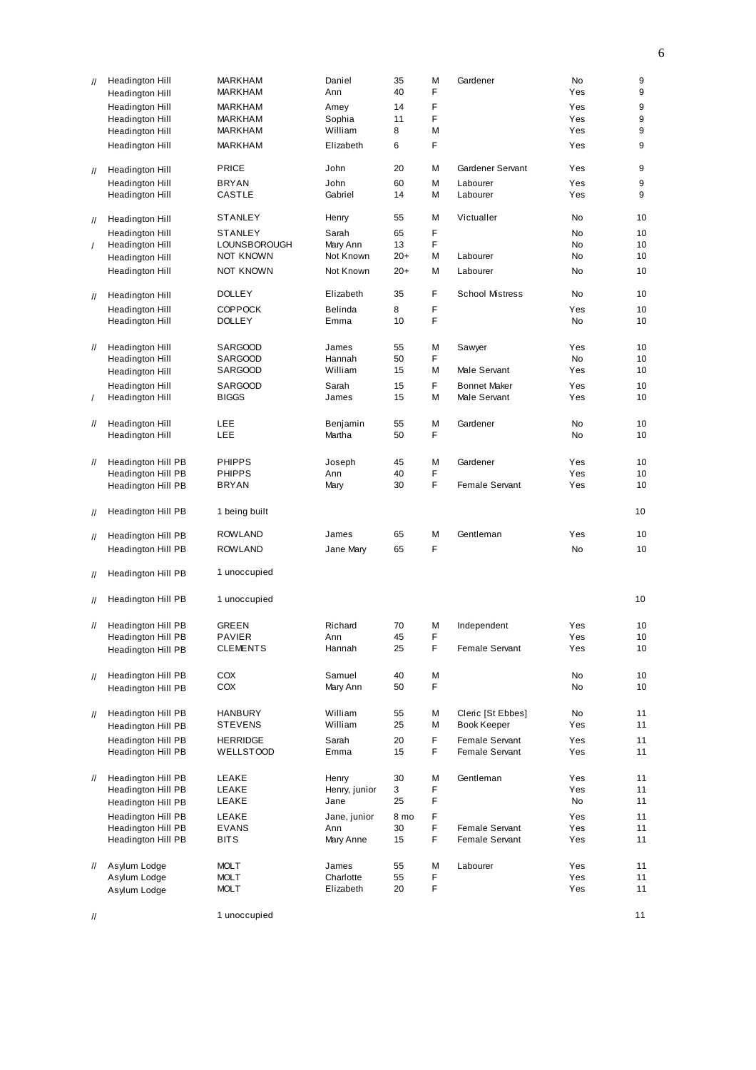| | | | | | | | | |
|---|---|---|---|---|---|---|---|---|
| // | Headington Hill | MARKHAM | Daniel | 35 | M | Gardener | No | 9 |
| | Headington Hill | MARKHAM | Ann | 40 | F | | Yes | 9 |
| | Headington Hill | MARKHAM | Amey | 14 | F | | Yes | 9 |
| | Headington Hill | MARKHAM | Sophia | 11 | F | | Yes | 9 |
| | Headington Hill | MARKHAM | William | 8 | M | | Yes | 9 |
| | Headington Hill | MARKHAM | Elizabeth | 6 | F | | Yes | 9 |
| // | Headington Hill | PRICE | John | 20 | M | Gardener Servant | Yes | 9 |
| | Headington Hill | BRYAN | John | 60 | M | Labourer | Yes | 9 |
| | Headington Hill | CASTLE | Gabriel | 14 | M | Labourer | Yes | 9 |
| // | Headington Hill | STANLEY | Henry | 55 | M | Victualler | No | 10 |
| | Headington Hill | STANLEY | Sarah | 65 | F | | No | 10 |
| / | Headington Hill | LOUNSBOROUGH | Mary Ann | 13 | F | | No | 10 |
| | Headington Hill | NOT KNOWN | Not Known | 20+ | M | Labourer | No | 10 |
| | Headington Hill | NOT KNOWN | Not Known | 20+ | M | Labourer | No | 10 |
| // | Headington Hill | DOLLEY | Elizabeth | 35 | F | School Mistress | No | 10 |
| | Headington Hill | COPPOCK | Belinda | 8 | F | | Yes | 10 |
| | Headington Hill | DOLLEY | Emma | 10 | F | | No | 10 |
| // | Headington Hill | SARGOOD | James | 55 | M | Sawyer | Yes | 10 |
| | Headington Hill | SARGOOD | Hannah | 50 | F | | No | 10 |
| | Headington Hill | SARGOOD | William | 15 | M | Male Servant | Yes | 10 |
| | Headington Hill | SARGOOD | Sarah | 15 | F | Bonnet Maker | Yes | 10 |
| / | Headington Hill | BIGGS | James | 15 | M | Male Servant | Yes | 10 |
| // | Headington Hill | LEE | Benjamin | 55 | M | Gardener | No | 10 |
| | Headington Hill | LEE | Martha | 50 | F | | No | 10 |
| // | Headington Hill PB | PHIPPS | Joseph | 45 | M | Gardener | Yes | 10 |
| | Headington Hill PB | PHIPPS | Ann | 40 | F | | Yes | 10 |
| | Headington Hill PB | BRYAN | Mary | 30 | F | Female Servant | Yes | 10 |
| // | Headington Hill PB | 1 being built | | | | | | 10 |
| // | Headington Hill PB | ROWLAND | James | 65 | M | Gentleman | Yes | 10 |
| | Headington Hill PB | ROWLAND | Jane Mary | 65 | F | | No | 10 |
| // | Headington Hill PB | 1 unoccupied | | | | | | |
| // | Headington Hill PB | 1 unoccupied | | | | | | 10 |
| // | Headington Hill PB | GREEN | Richard | 70 | M | Independent | Yes | 10 |
| | Headington Hill PB | PAVIER | Ann | 45 | F | | Yes | 10 |
| | Headington Hill PB | CLEMENTS | Hannah | 25 | F | Female Servant | Yes | 10 |
| // | Headington Hill PB | COX | Samuel | 40 | M | | No | 10 |
| | Headington Hill PB | COX | Mary Ann | 50 | F | | No | 10 |
| // | Headington Hill PB | HANBURY | William | 55 | M | Cleric [St Ebbes] | No | 11 |
| | Headington Hill PB | STEVENS | William | 25 | M | Book Keeper | Yes | 11 |
| | Headington Hill PB | HERRIDGE | Sarah | 20 | F | Female Servant | Yes | 11 |
| | Headington Hill PB | WELLSTOOD | Emma | 15 | F | Female Servant | Yes | 11 |
| // | Headington Hill PB | LEAKE | Henry | 30 | M | Gentleman | Yes | 11 |
| | Headington Hill PB | LEAKE | Henry, junior | 3 | F | | Yes | 11 |
| | Headington Hill PB | LEAKE | Jane | 25 | F | | No | 11 |
| | Headington Hill PB | LEAKE | Jane, junior | 8 mo | F | | Yes | 11 |
| | Headington Hill PB | EVANS | Ann | 30 | F | Female Servant | Yes | 11 |
| | Headington Hill PB | BITS | Mary Anne | 15 | F | Female Servant | Yes | 11 |
| // | Asylum Lodge | MOLT | James | 55 | M | Labourer | Yes | 11 |
| | Asylum Lodge | MOLT | Charlotte | 55 | F | | Yes | 11 |
| | Asylum Lodge | MOLT | Elizabeth | 20 | F | | Yes | 11 |
| // | | 1 unoccupied | | | | | | 11 |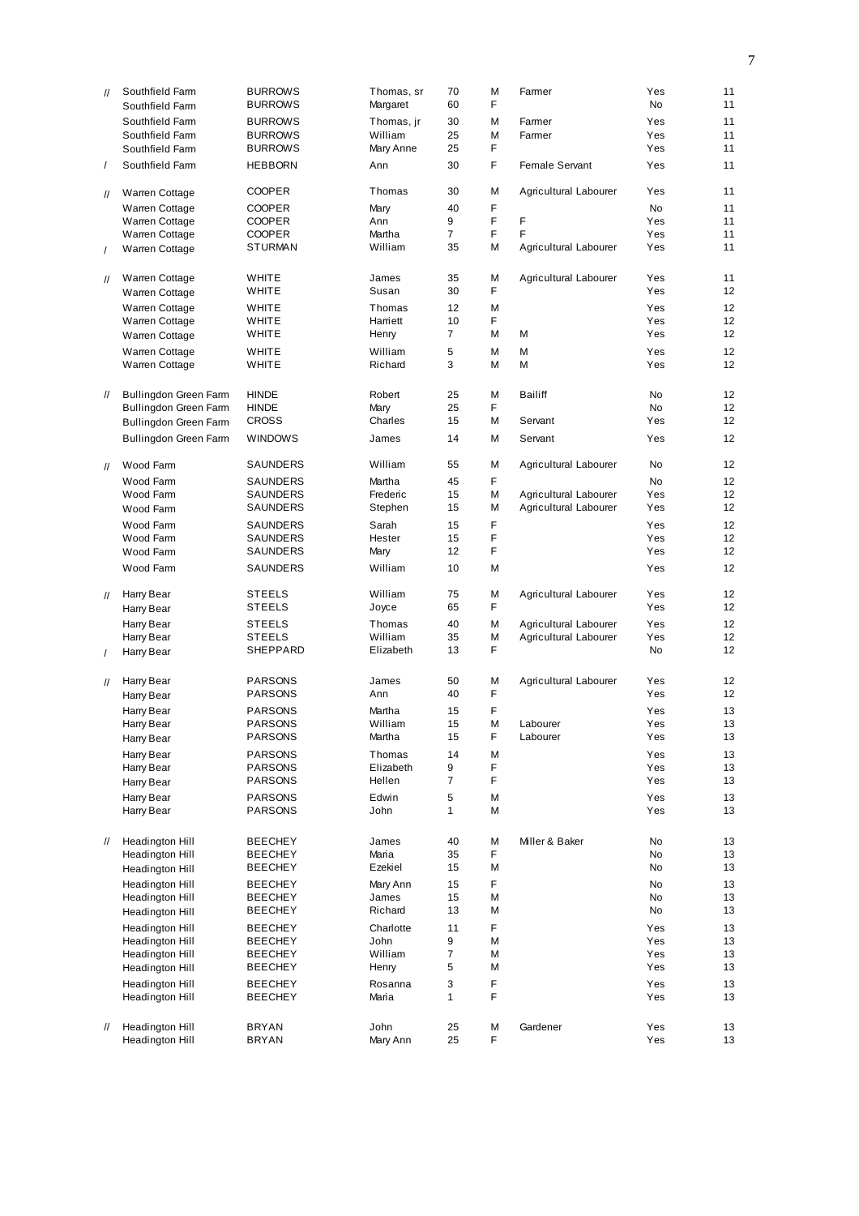| | | | | | | | | |
|---|---|---|---|---|---|---|---|---|
| // | Southfield Farm | BURROWS | Thomas, sr | 70 | M | Farmer | Yes | 11 |
| | Southfield Farm | BURROWS | Margaret | 60 | F | | No | 11 |
| | Southfield Farm | BURROWS | Thomas, jr | 30 | M | Farmer | Yes | 11 |
| | Southfield Farm | BURROWS | William | 25 | M | Farmer | Yes | 11 |
| | Southfield Farm | BURROWS | Mary Anne | 25 | F | | Yes | 11 |
| / | Southfield Farm | HEBBORN | Ann | 30 | F | Female Servant | Yes | 11 |
| // | Warren Cottage | COOPER | Thomas | 30 | M | Agricultural Labourer | Yes | 11 |
| | Warren Cottage | COOPER | Mary | 40 | F | | No | 11 |
| | Warren Cottage | COOPER | Ann | 9 | F | F | Yes | 11 |
| | Warren Cottage | COOPER | Martha | 7 | F | F | Yes | 11 |
| / | Warren Cottage | STURMAN | William | 35 | M | Agricultural Labourer | Yes | 11 |
| // | Warren Cottage | WHITE | James | 35 | M | Agricultural Labourer | Yes | 11 |
| | Warren Cottage | WHITE | Susan | 30 | F | | Yes | 12 |
| | Warren Cottage | WHITE | Thomas | 12 | M | | Yes | 12 |
| | Warren Cottage | WHITE | Harriett | 10 | F | | Yes | 12 |
| | Warren Cottage | WHITE | Henry | 7 | M | M | Yes | 12 |
| | Warren Cottage | WHITE | William | 5 | M | M | Yes | 12 |
| | Warren Cottage | WHITE | Richard | 3 | M | M | Yes | 12 |
| // | Bullingdon Green Farm | HINDE | Robert | 25 | M | Bailiff | No | 12 |
| | Bullingdon Green Farm | HINDE | Mary | 25 | F | | No | 12 |
| | Bullingdon Green Farm | CROSS | Charles | 15 | M | Servant | Yes | 12 |
| | Bullingdon Green Farm | WINDOWS | James | 14 | M | Servant | Yes | 12 |
| // | Wood Farm | SAUNDERS | William | 55 | M | Agricultural Labourer | No | 12 |
| | Wood Farm | SAUNDERS | Martha | 45 | F | | No | 12 |
| | Wood Farm | SAUNDERS | Frederic | 15 | M | Agricultural Labourer | Yes | 12 |
| | Wood Farm | SAUNDERS | Stephen | 15 | M | Agricultural Labourer | Yes | 12 |
| | Wood Farm | SAUNDERS | Sarah | 15 | F | | Yes | 12 |
| | Wood Farm | SAUNDERS | Hester | 15 | F | | Yes | 12 |
| | Wood Farm | SAUNDERS | Mary | 12 | F | | Yes | 12 |
| | Wood Farm | SAUNDERS | William | 10 | M | | Yes | 12 |
| // | Harry Bear | STEELS | William | 75 | M | Agricultural Labourer | Yes | 12 |
| | Harry Bear | STEELS | Joyce | 65 | F | | Yes | 12 |
| | Harry Bear | STEELS | Thomas | 40 | M | Agricultural Labourer | Yes | 12 |
| | Harry Bear | STEELS | William | 35 | M | Agricultural Labourer | Yes | 12 |
| / | Harry Bear | SHEPPARD | Elizabeth | 13 | F | | No | 12 |
| // | Harry Bear | PARSONS | James | 50 | M | Agricultural Labourer | Yes | 12 |
| | Harry Bear | PARSONS | Ann | 40 | F | | Yes | 12 |
| | Harry Bear | PARSONS | Martha | 15 | F | | Yes | 13 |
| | Harry Bear | PARSONS | William | 15 | M | Labourer | Yes | 13 |
| | Harry Bear | PARSONS | Martha | 15 | F | Labourer | Yes | 13 |
| | Harry Bear | PARSONS | Thomas | 14 | M | | Yes | 13 |
| | Harry Bear | PARSONS | Elizabeth | 9 | F | | Yes | 13 |
| | Harry Bear | PARSONS | Hellen | 7 | F | | Yes | 13 |
| | Harry Bear | PARSONS | Edwin | 5 | M | | Yes | 13 |
| | Harry Bear | PARSONS | John | 1 | M | | Yes | 13 |
| // | Headington Hill | BEECHEY | James | 40 | M | Miller & Baker | No | 13 |
| | Headington Hill | BEECHEY | Maria | 35 | F | | No | 13 |
| | Headington Hill | BEECHEY | Ezekiel | 15 | M | | No | 13 |
| | Headington Hill | BEECHEY | Mary Ann | 15 | F | | No | 13 |
| | Headington Hill | BEECHEY | James | 15 | M | | No | 13 |
| | Headington Hill | BEECHEY | Richard | 13 | M | | No | 13 |
| | Headington Hill | BEECHEY | Charlotte | 11 | F | | Yes | 13 |
| | Headington Hill | BEECHEY | John | 9 | M | | Yes | 13 |
| | Headington Hill | BEECHEY | William | 7 | M | | Yes | 13 |
| | Headington Hill | BEECHEY | Henry | 5 | M | | Yes | 13 |
| | Headington Hill | BEECHEY | Rosanna | 3 | F | | Yes | 13 |
| | Headington Hill | BEECHEY | Maria | 1 | F | | Yes | 13 |
| // | Headington Hill | BRYAN | John | 25 | M | Gardener | Yes | 13 |
| | Headington Hill | BRYAN | Mary Ann | 25 | F | | Yes | 13 |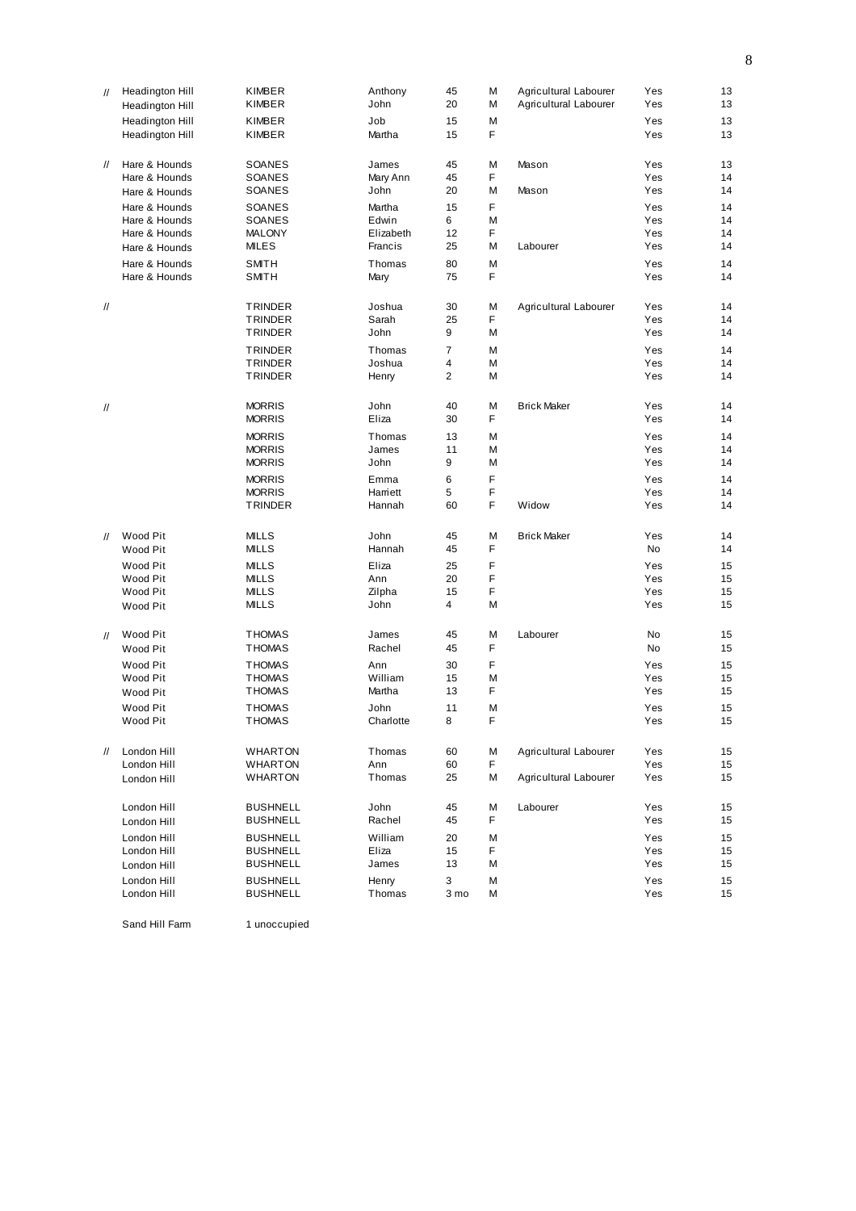| | | | | | | | | |
|---|---|---|---|---|---|---|---|---|
| // | Headington Hill | KIMBER | Anthony | 45 | M | Agricultural Labourer | Yes | 13 |
| | Headington Hill | KIMBER | John | 20 | M | Agricultural Labourer | Yes | 13 |
| | Headington Hill | KIMBER | Job | 15 | M | | Yes | 13 |
| | Headington Hill | KIMBER | Martha | 15 | F | | Yes | 13 |
| // | Hare & Hounds | SOANES | James | 45 | M | Mason | Yes | 13 |
| | Hare & Hounds | SOANES | Mary Ann | 45 | F | | Yes | 14 |
| | Hare & Hounds | SOANES | John | 20 | M | Mason | Yes | 14 |
| | Hare & Hounds | SOANES | Martha | 15 | F | | Yes | 14 |
| | Hare & Hounds | SOANES | Edwin | 6 | M | | Yes | 14 |
| | Hare & Hounds | MALONY | Elizabeth | 12 | F | | Yes | 14 |
| | Hare & Hounds | MILES | Francis | 25 | M | Labourer | Yes | 14 |
| | Hare & Hounds | SMITH | Thomas | 80 | M | | Yes | 14 |
| | Hare & Hounds | SMITH | Mary | 75 | F | | Yes | 14 |
| // | | TRINDER | Joshua | 30 | M | Agricultural Labourer | Yes | 14 |
| | | TRINDER | Sarah | 25 | F | | Yes | 14 |
| | | TRINDER | John | 9 | M | | Yes | 14 |
| | | TRINDER | Thomas | 7 | M | | Yes | 14 |
| | | TRINDER | Joshua | 4 | M | | Yes | 14 |
| | | TRINDER | Henry | 2 | M | | Yes | 14 |
| // | | MORRIS | John | 40 | M | Brick Maker | Yes | 14 |
| | | MORRIS | Eliza | 30 | F | | Yes | 14 |
| | | MORRIS | Thomas | 13 | M | | Yes | 14 |
| | | MORRIS | James | 11 | M | | Yes | 14 |
| | | MORRIS | John | 9 | M | | Yes | 14 |
| | | MORRIS | Emma | 6 | F | | Yes | 14 |
| | | MORRIS | Harriett | 5 | F | | Yes | 14 |
| | | TRINDER | Hannah | 60 | F | Widow | Yes | 14 |
| // | Wood Pit | MILLS | John | 45 | M | Brick Maker | Yes | 14 |
| | Wood Pit | MILLS | Hannah | 45 | F | | No | 14 |
| | Wood Pit | MILLS | Eliza | 25 | F | | Yes | 15 |
| | Wood Pit | MILLS | Ann | 20 | F | | Yes | 15 |
| | Wood Pit | MILLS | Zilpha | 15 | F | | Yes | 15 |
| | Wood Pit | MILLS | John | 4 | M | | Yes | 15 |
| // | Wood Pit | THOMAS | James | 45 | M | Labourer | No | 15 |
| | Wood Pit | THOMAS | Rachel | 45 | F | | No | 15 |
| | Wood Pit | THOMAS | Ann | 30 | F | | Yes | 15 |
| | Wood Pit | THOMAS | William | 15 | M | | Yes | 15 |
| | Wood Pit | THOMAS | Martha | 13 | F | | Yes | 15 |
| | Wood Pit | THOMAS | John | 11 | M | | Yes | 15 |
| | Wood Pit | THOMAS | Charlotte | 8 | F | | Yes | 15 |
| // | London Hill | WHARTON | Thomas | 60 | M | Agricultural Labourer | Yes | 15 |
| | London Hill | WHARTON | Ann | 60 | F | | Yes | 15 |
| | London Hill | WHARTON | Thomas | 25 | M | Agricultural Labourer | Yes | 15 |
| | London Hill | BUSHNELL | John | 45 | M | Labourer | Yes | 15 |
| | London Hill | BUSHNELL | Rachel | 45 | F | | Yes | 15 |
| | London Hill | BUSHNELL | William | 20 | M | | Yes | 15 |
| | London Hill | BUSHNELL | Eliza | 15 | F | | Yes | 15 |
| | London Hill | BUSHNELL | James | 13 | M | | Yes | 15 |
| | London Hill | BUSHNELL | Henry | 3 | M | | Yes | 15 |
| | London Hill | BUSHNELL | Thomas | 3 mo | M | | Yes | 15 |
| | Sand Hill Farm | 1 unoccupied | | | | | | |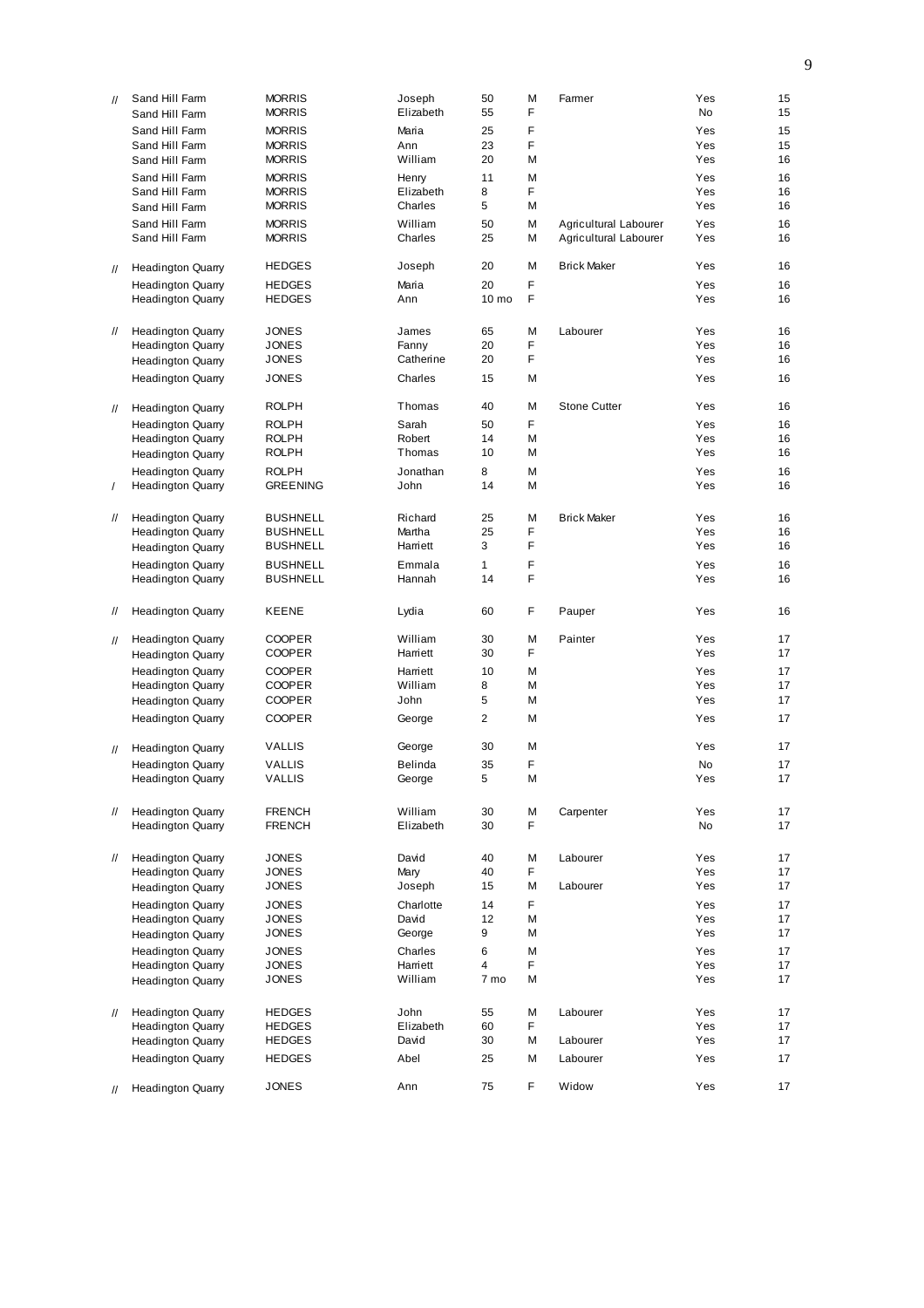| | | | | | | | | |
|---|---|---|---|---|---|---|---|---|
| // | Sand Hill Farm | MORRIS | Joseph | 50 | M | Farmer | Yes | 15 |
| | Sand Hill Farm | MORRIS | Elizabeth | 55 | F | | No | 15 |
| | Sand Hill Farm | MORRIS | Maria | 25 | F | | Yes | 15 |
| | Sand Hill Farm | MORRIS | Ann | 23 | F | | Yes | 15 |
| | Sand Hill Farm | MORRIS | William | 20 | M | | Yes | 16 |
| | Sand Hill Farm | MORRIS | Henry | 11 | M | | Yes | 16 |
| | Sand Hill Farm | MORRIS | Elizabeth | 8 | F | | Yes | 16 |
| | Sand Hill Farm | MORRIS | Charles | 5 | M | | Yes | 16 |
| | Sand Hill Farm | MORRIS | William | 50 | M | Agricultural Labourer | Yes | 16 |
| | Sand Hill Farm | MORRIS | Charles | 25 | M | Agricultural Labourer | Yes | 16 |
| // | Headington Quarry | HEDGES | Joseph | 20 | M | Brick Maker | Yes | 16 |
| | Headington Quarry | HEDGES | Maria | 20 | F | | Yes | 16 |
| | Headington Quarry | HEDGES | Ann | 10 mo | F | | Yes | 16 |
| // | Headington Quarry | JONES | James | 65 | M | Labourer | Yes | 16 |
| | Headington Quarry | JONES | Fanny | 20 | F | | Yes | 16 |
| | Headington Quarry | JONES | Catherine | 20 | F | | Yes | 16 |
| | Headington Quarry | JONES | Charles | 15 | M | | Yes | 16 |
| // | Headington Quarry | ROLPH | Thomas | 40 | M | Stone Cutter | Yes | 16 |
| | Headington Quarry | ROLPH | Sarah | 50 | F | | Yes | 16 |
| | Headington Quarry | ROLPH | Robert | 14 | M | | Yes | 16 |
| | Headington Quarry | ROLPH | Thomas | 10 | M | | Yes | 16 |
| | Headington Quarry | ROLPH | Jonathan | 8 | M | | Yes | 16 |
| / | Headington Quarry | GREENING | John | 14 | M | | Yes | 16 |
| // | Headington Quarry | BUSHNELL | Richard | 25 | M | Brick Maker | Yes | 16 |
| | Headington Quarry | BUSHNELL | Martha | 25 | F | | Yes | 16 |
| | Headington Quarry | BUSHNELL | Harriett | 3 | F | | Yes | 16 |
| | Headington Quarry | BUSHNELL | Emmala | 1 | F | | Yes | 16 |
| | Headington Quarry | BUSHNELL | Hannah | 14 | F | | Yes | 16 |
| // | Headington Quarry | KEENE | Lydia | 60 | F | Pauper | Yes | 16 |
| // | Headington Quarry | COOPER | William | 30 | M | Painter | Yes | 17 |
| | Headington Quarry | COOPER | Harriett | 30 | F | | Yes | 17 |
| | Headington Quarry | COOPER | Harriett | 10 | M | | Yes | 17 |
| | Headington Quarry | COOPER | William | 8 | M | | Yes | 17 |
| | Headington Quarry | COOPER | John | 5 | M | | Yes | 17 |
| | Headington Quarry | COOPER | George | 2 | M | | Yes | 17 |
| // | Headington Quarry | VALLIS | George | 30 | M | | Yes | 17 |
| | Headington Quarry | VALLIS | Belinda | 35 | F | | No | 17 |
| | Headington Quarry | VALLIS | George | 5 | M | | Yes | 17 |
| // | Headington Quarry | FRENCH | William | 30 | M | Carpenter | Yes | 17 |
| | Headington Quarry | FRENCH | Elizabeth | 30 | F | | No | 17 |
| // | Headington Quarry | JONES | David | 40 | M | Labourer | Yes | 17 |
| | Headington Quarry | JONES | Mary | 40 | F | | Yes | 17 |
| | Headington Quarry | JONES | Joseph | 15 | M | Labourer | Yes | 17 |
| | Headington Quarry | JONES | Charlotte | 14 | F | | Yes | 17 |
| | Headington Quarry | JONES | David | 12 | M | | Yes | 17 |
| | Headington Quarry | JONES | George | 9 | M | | Yes | 17 |
| | Headington Quarry | JONES | Charles | 6 | M | | Yes | 17 |
| | Headington Quarry | JONES | Harriett | 4 | F | | Yes | 17 |
| | Headington Quarry | JONES | William | 7 mo | M | | Yes | 17 |
| // | Headington Quarry | HEDGES | John | 55 | M | Labourer | Yes | 17 |
| | Headington Quarry | HEDGES | Elizabeth | 60 | F | | Yes | 17 |
| | Headington Quarry | HEDGES | David | 30 | M | Labourer | Yes | 17 |
| | Headington Quarry | HEDGES | Abel | 25 | M | Labourer | Yes | 17 |
| // | Headington Quarry | JONES | Ann | 75 | F | Widow | Yes | 17 |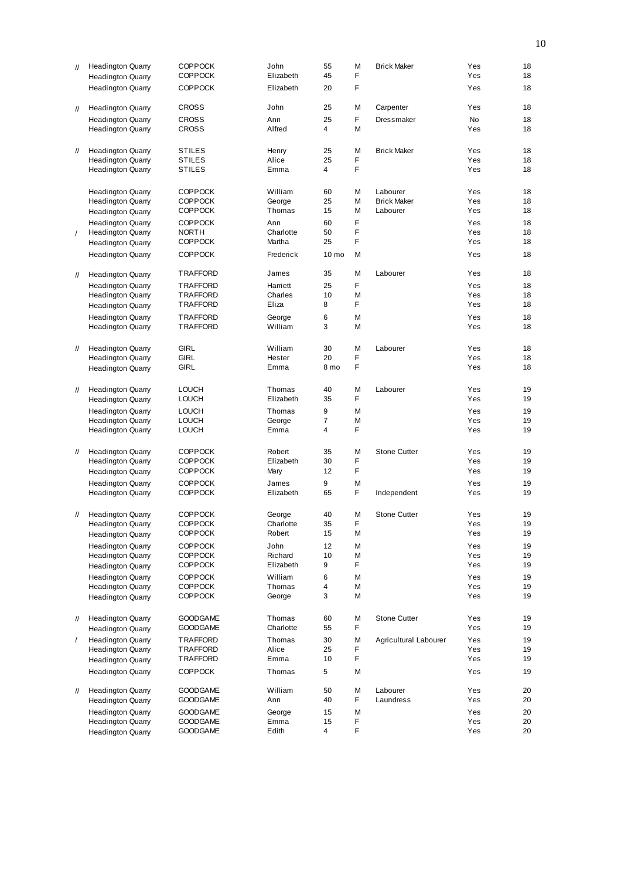| | | | | | | | | |
|---|---|---|---|---|---|---|---|---|
| // | Headington Quarry | COPPOCK | John | 55 | M | Brick Maker | Yes | 18 |
| | Headington Quarry | COPPOCK | Elizabeth | 45 | F | | Yes | 18 |
| | Headington Quarry | COPPOCK | Elizabeth | 20 | F | | Yes | 18 |
| // | Headington Quarry | CROSS | John | 25 | M | Carpenter | Yes | 18 |
| | Headington Quarry | CROSS | Ann | 25 | F | Dressmaker | No | 18 |
| | Headington Quarry | CROSS | Alfred | 4 | M | | Yes | 18 |
| // | Headington Quarry | STILES | Henry | 25 | M | Brick Maker | Yes | 18 |
| | Headington Quarry | STILES | Alice | 25 | F | | Yes | 18 |
| | Headington Quarry | STILES | Emma | 4 | F | | Yes | 18 |
| | Headington Quarry | COPPOCK | William | 60 | M | Labourer | Yes | 18 |
| | Headington Quarry | COPPOCK | George | 25 | M | Brick Maker | Yes | 18 |
| | Headington Quarry | COPPOCK | Thomas | 15 | M | Labourer | Yes | 18 |
| | Headington Quarry | COPPOCK | Ann | 60 | F | | Yes | 18 |
| / | Headington Quarry | NORTH | Charlotte | 50 | F | | Yes | 18 |
| | Headington Quarry | COPPOCK | Martha | 25 | F | | Yes | 18 |
| | Headington Quarry | COPPOCK | Frederick | 10 mo | M | | Yes | 18 |
| // | Headington Quarry | TRAFFORD | James | 35 | M | Labourer | Yes | 18 |
| | Headington Quarry | TRAFFORD | Harriett | 25 | F | | Yes | 18 |
| | Headington Quarry | TRAFFORD | Charles | 10 | M | | Yes | 18 |
| | Headington Quarry | TRAFFORD | Eliza | 8 | F | | Yes | 18 |
| | Headington Quarry | TRAFFORD | George | 6 | M | | Yes | 18 |
| | Headington Quarry | TRAFFORD | William | 3 | M | | Yes | 18 |
| // | Headington Quarry | GIRL | William | 30 | M | Labourer | Yes | 18 |
| | Headington Quarry | GIRL | Hester | 20 | F | | Yes | 18 |
| | Headington Quarry | GIRL | Emma | 8 mo | F | | Yes | 18 |
| // | Headington Quarry | LOUCH | Thomas | 40 | M | Labourer | Yes | 19 |
| | Headington Quarry | LOUCH | Elizabeth | 35 | F | | Yes | 19 |
| | Headington Quarry | LOUCH | Thomas | 9 | M | | Yes | 19 |
| | Headington Quarry | LOUCH | George | 7 | M | | Yes | 19 |
| | Headington Quarry | LOUCH | Emma | 4 | F | | Yes | 19 |
| // | Headington Quarry | COPPOCK | Robert | 35 | M | Stone Cutter | Yes | 19 |
| | Headington Quarry | COPPOCK | Elizabeth | 30 | F | | Yes | 19 |
| | Headington Quarry | COPPOCK | Mary | 12 | F | | Yes | 19 |
| | Headington Quarry | COPPOCK | James | 9 | M | | Yes | 19 |
| | Headington Quarry | COPPOCK | Elizabeth | 65 | F | Independent | Yes | 19 |
| // | Headington Quarry | COPPOCK | George | 40 | M | Stone Cutter | Yes | 19 |
| | Headington Quarry | COPPOCK | Charlotte | 35 | F | | Yes | 19 |
| | Headington Quarry | COPPOCK | Robert | 15 | M | | Yes | 19 |
| | Headington Quarry | COPPOCK | John | 12 | M | | Yes | 19 |
| | Headington Quarry | COPPOCK | Richard | 10 | M | | Yes | 19 |
| | Headington Quarry | COPPOCK | Elizabeth | 9 | F | | Yes | 19 |
| | Headington Quarry | COPPOCK | William | 6 | M | | Yes | 19 |
| | Headington Quarry | COPPOCK | Thomas | 4 | M | | Yes | 19 |
| | Headington Quarry | COPPOCK | George | 3 | M | | Yes | 19 |
| // | Headington Quarry | GOODGAME | Thomas | 60 | M | Stone Cutter | Yes | 19 |
| | Headington Quarry | GOODGAME | Charlotte | 55 | F | | Yes | 19 |
| / | Headington Quarry | TRAFFORD | Thomas | 30 | M | Agricultural Labourer | Yes | 19 |
| | Headington Quarry | TRAFFORD | Alice | 25 | F | | Yes | 19 |
| | Headington Quarry | TRAFFORD | Emma | 10 | F | | Yes | 19 |
| | Headington Quarry | COPPOCK | Thomas | 5 | M | | Yes | 19 |
| // | Headington Quarry | GOODGAME | William | 50 | M | Labourer | Yes | 20 |
| | Headington Quarry | GOODGAME | Ann | 40 | F | Laundress | Yes | 20 |
| | Headington Quarry | GOODGAME | George | 15 | M | | Yes | 20 |
| | Headington Quarry | GOODGAME | Emma | 15 | F | | Yes | 20 |
| | Headington Quarry | GOODGAME | Edith | 4 | F | | Yes | 20 |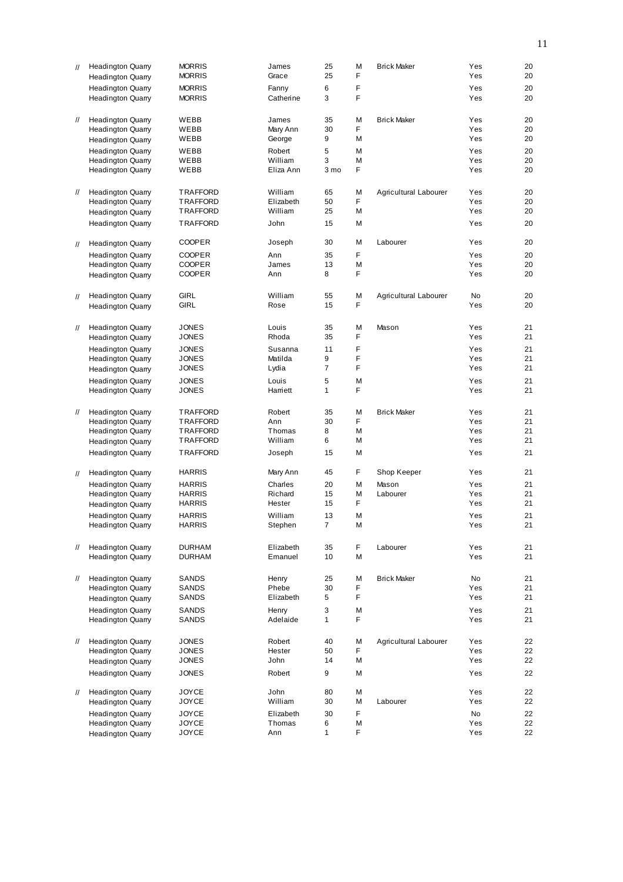| | | | | | | | | |
|---|---|---|---|---|---|---|---|---|
| // | Headington Quarry | MORRIS | James | 25 | M | Brick Maker | Yes | 20 |
| | Headington Quarry | MORRIS | Grace | 25 | F | | Yes | 20 |
| | Headington Quarry | MORRIS | Fanny | 6 | F | | Yes | 20 |
| | Headington Quarry | MORRIS | Catherine | 3 | F | | Yes | 20 |
| // | Headington Quarry | WEBB | James | 35 | M | Brick Maker | Yes | 20 |
| | Headington Quarry | WEBB | Mary Ann | 30 | F | | Yes | 20 |
| | Headington Quarry | WEBB | George | 9 | M | | Yes | 20 |
| | Headington Quarry | WEBB | Robert | 5 | M | | Yes | 20 |
| | Headington Quarry | WEBB | William | 3 | M | | Yes | 20 |
| | Headington Quarry | WEBB | Eliza Ann | 3 mo | F | | Yes | 20 |
| // | Headington Quarry | TRAFFORD | William | 65 | M | Agricultural Labourer | Yes | 20 |
| | Headington Quarry | TRAFFORD | Elizabeth | 50 | F | | Yes | 20 |
| | Headington Quarry | TRAFFORD | William | 25 | M | | Yes | 20 |
| | Headington Quarry | TRAFFORD | John | 15 | M | | Yes | 20 |
| // | Headington Quarry | COOPER | Joseph | 30 | M | Labourer | Yes | 20 |
| | Headington Quarry | COOPER | Ann | 35 | F | | Yes | 20 |
| | Headington Quarry | COOPER | James | 13 | M | | Yes | 20 |
| | Headington Quarry | COOPER | Ann | 8 | F | | Yes | 20 |
| // | Headington Quarry | GIRL | William | 55 | M | Agricultural Labourer | No | 20 |
| | Headington Quarry | GIRL | Rose | 15 | F | | Yes | 20 |
| // | Headington Quarry | JONES | Louis | 35 | M | Mason | Yes | 21 |
| | Headington Quarry | JONES | Rhoda | 35 | F | | Yes | 21 |
| | Headington Quarry | JONES | Susanna | 11 | F | | Yes | 21 |
| | Headington Quarry | JONES | Matilda | 9 | F | | Yes | 21 |
| | Headington Quarry | JONES | Lydia | 7 | F | | Yes | 21 |
| | Headington Quarry | JONES | Louis | 5 | M | | Yes | 21 |
| | Headington Quarry | JONES | Harriett | 1 | F | | Yes | 21 |
| // | Headington Quarry | TRAFFORD | Robert | 35 | M | Brick Maker | Yes | 21 |
| | Headington Quarry | TRAFFORD | Ann | 30 | F | | Yes | 21 |
| | Headington Quarry | TRAFFORD | Thomas | 8 | M | | Yes | 21 |
| | Headington Quarry | TRAFFORD | William | 6 | M | | Yes | 21 |
| | Headington Quarry | TRAFFORD | Joseph | 15 | M | | Yes | 21 |
| // | Headington Quarry | HARRIS | Mary Ann | 45 | F | Shop Keeper | Yes | 21 |
| | Headington Quarry | HARRIS | Charles | 20 | M | Mason | Yes | 21 |
| | Headington Quarry | HARRIS | Richard | 15 | M | Labourer | Yes | 21 |
| | Headington Quarry | HARRIS | Hester | 15 | F | | Yes | 21 |
| | Headington Quarry | HARRIS | William | 13 | M | | Yes | 21 |
| | Headington Quarry | HARRIS | Stephen | 7 | M | | Yes | 21 |
| // | Headington Quarry | DURHAM | Elizabeth | 35 | F | Labourer | Yes | 21 |
| | Headington Quarry | DURHAM | Emanuel | 10 | M | | Yes | 21 |
| // | Headington Quarry | SANDS | Henry | 25 | M | Brick Maker | No | 21 |
| | Headington Quarry | SANDS | Phebe | 30 | F | | Yes | 21 |
| | Headington Quarry | SANDS | Elizabeth | 5 | F | | Yes | 21 |
| | Headington Quarry | SANDS | Henry | 3 | M | | Yes | 21 |
| | Headington Quarry | SANDS | Adelaide | 1 | F | | Yes | 21 |
| // | Headington Quarry | JONES | Robert | 40 | M | Agricultural Labourer | Yes | 22 |
| | Headington Quarry | JONES | Hester | 50 | F | | Yes | 22 |
| | Headington Quarry | JONES | John | 14 | M | | Yes | 22 |
| | Headington Quarry | JONES | Robert | 9 | M | | Yes | 22 |
| // | Headington Quarry | JOYCE | John | 80 | M | | Yes | 22 |
| | Headington Quarry | JOYCE | William | 30 | M | Labourer | Yes | 22 |
| | Headington Quarry | JOYCE | Elizabeth | 30 | F | | No | 22 |
| | Headington Quarry | JOYCE | Thomas | 6 | M | | Yes | 22 |
| | Headington Quarry | JOYCE | Ann | 1 | F | | Yes | 22 |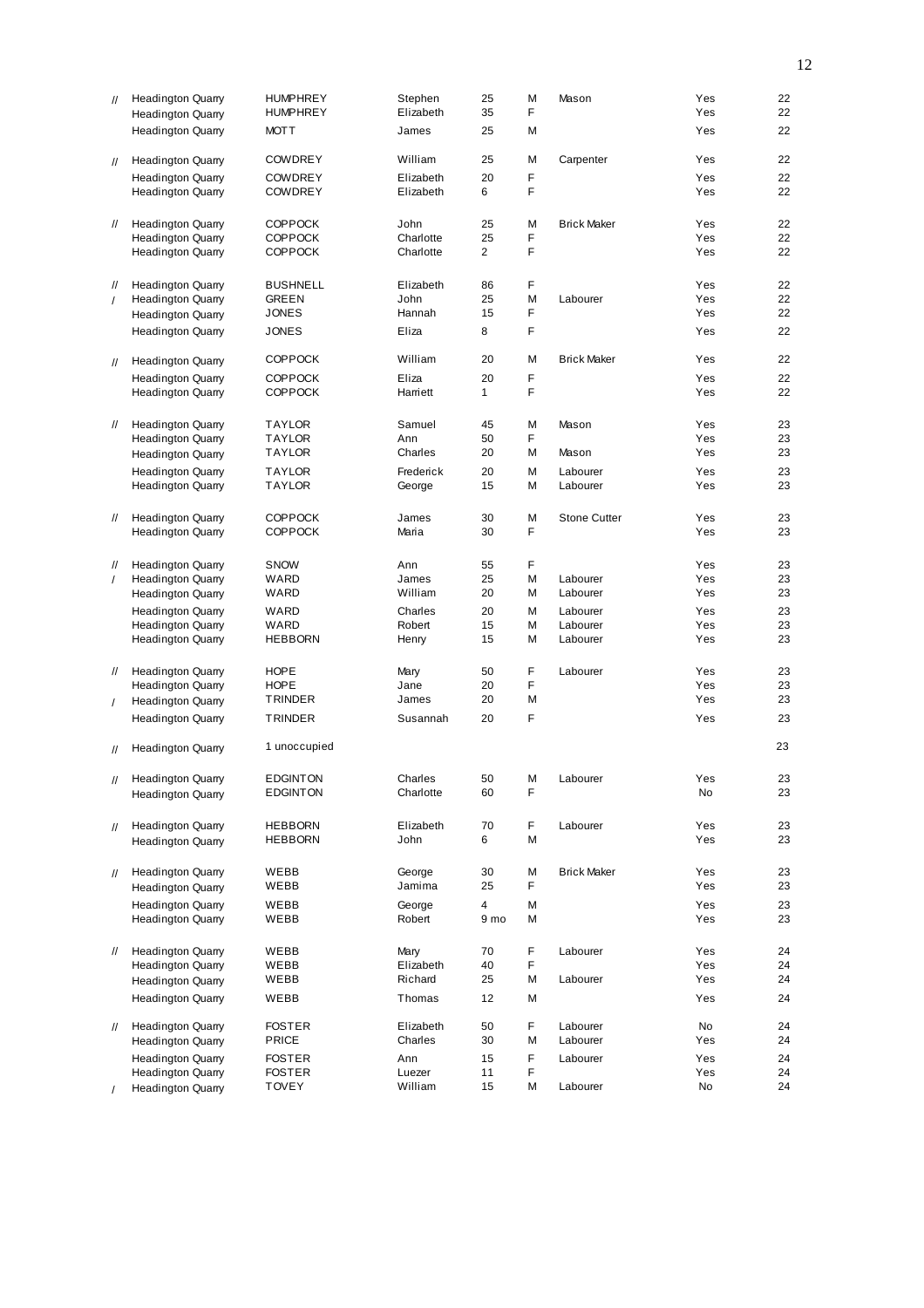| | | | | | | | | |
|---|---|---|---|---|---|---|---|---|
| // | Headington Quarry | HUMPHREY | Stephen | 25 | M | Mason | Yes | 22 |
| | Headington Quarry | HUMPHREY | Elizabeth | 35 | F | | Yes | 22 |
| | Headington Quarry | MOTT | James | 25 | M | | Yes | 22 |
| // | Headington Quarry | COWDREY | William | 25 | M | Carpenter | Yes | 22 |
| | Headington Quarry | COWDREY | Elizabeth | 20 | F | | Yes | 22 |
| | Headington Quarry | COWDREY | Elizabeth | 6 | F | | Yes | 22 |
| // | Headington Quarry | COPPOCK | John | 25 | M | Brick Maker | Yes | 22 |
| | Headington Quarry | COPPOCK | Charlotte | 25 | F | | Yes | 22 |
| | Headington Quarry | COPPOCK | Charlotte | 2 | F | | Yes | 22 |
| // | Headington Quarry | BUSHNELL | Elizabeth | 86 | F | | Yes | 22 |
| / | Headington Quarry | GREEN | John | 25 | M | Labourer | Yes | 22 |
| | Headington Quarry | JONES | Hannah | 15 | F | | Yes | 22 |
| | Headington Quarry | JONES | Eliza | 8 | F | | Yes | 22 |
| // | Headington Quarry | COPPOCK | William | 20 | M | Brick Maker | Yes | 22 |
| | Headington Quarry | COPPOCK | Eliza | 20 | F | | Yes | 22 |
| | Headington Quarry | COPPOCK | Harriett | 1 | F | | Yes | 22 |
| // | Headington Quarry | TAYLOR | Samuel | 45 | M | Mason | Yes | 23 |
| | Headington Quarry | TAYLOR | Ann | 50 | F | | Yes | 23 |
| | Headington Quarry | TAYLOR | Charles | 20 | M | Mason | Yes | 23 |
| | Headington Quarry | TAYLOR | Frederick | 20 | M | Labourer | Yes | 23 |
| | Headington Quarry | TAYLOR | George | 15 | M | Labourer | Yes | 23 |
| // | Headington Quarry | COPPOCK | James | 30 | M | Stone Cutter | Yes | 23 |
| | Headington Quarry | COPPOCK | Maria | 30 | F | | Yes | 23 |
| // | Headington Quarry | SNOW | Ann | 55 | F | | Yes | 23 |
| / | Headington Quarry | WARD | James | 25 | M | Labourer | Yes | 23 |
| | Headington Quarry | WARD | William | 20 | M | Labourer | Yes | 23 |
| | Headington Quarry | WARD | Charles | 20 | M | Labourer | Yes | 23 |
| | Headington Quarry | WARD | Robert | 15 | M | Labourer | Yes | 23 |
| | Headington Quarry | HEBBORN | Henry | 15 | M | Labourer | Yes | 23 |
| // | Headington Quarry | HOPE | Mary | 50 | F | Labourer | Yes | 23 |
| | Headington Quarry | HOPE | Jane | 20 | F | | Yes | 23 |
| / | Headington Quarry | TRINDER | James | 20 | M | | Yes | 23 |
| | Headington Quarry | TRINDER | Susannah | 20 | F | | Yes | 23 |
| // | Headington Quarry | 1 unoccupied | | | | | | 23 |
| // | Headington Quarry | EDGINTON | Charles | 50 | M | Labourer | Yes | 23 |
| | Headington Quarry | EDGINTON | Charlotte | 60 | F | | No | 23 |
| // | Headington Quarry | HEBBORN | Elizabeth | 70 | F | Labourer | Yes | 23 |
| | Headington Quarry | HEBBORN | John | 6 | M | | Yes | 23 |
| // | Headington Quarry | WEBB | George | 30 | M | Brick Maker | Yes | 23 |
| | Headington Quarry | WEBB | Jamima | 25 | F | | Yes | 23 |
| | Headington Quarry | WEBB | George | 4 | M | | Yes | 23 |
| | Headington Quarry | WEBB | Robert | 9 mo | M | | Yes | 23 |
| // | Headington Quarry | WEBB | Mary | 70 | F | Labourer | Yes | 24 |
| | Headington Quarry | WEBB | Elizabeth | 40 | F | | Yes | 24 |
| | Headington Quarry | WEBB | Richard | 25 | M | Labourer | Yes | 24 |
| | Headington Quarry | WEBB | Thomas | 12 | M | | Yes | 24 |
| // | Headington Quarry | FOSTER | Elizabeth | 50 | F | Labourer | No | 24 |
| | Headington Quarry | PRICE | Charles | 30 | M | Labourer | Yes | 24 |
| | Headington Quarry | FOSTER | Ann | 15 | F | Labourer | Yes | 24 |
| | Headington Quarry | FOSTER | Luezer | 11 | F | | Yes | 24 |
| / | Headington Quarry | TOVEY | William | 15 | M | Labourer | No | 24 |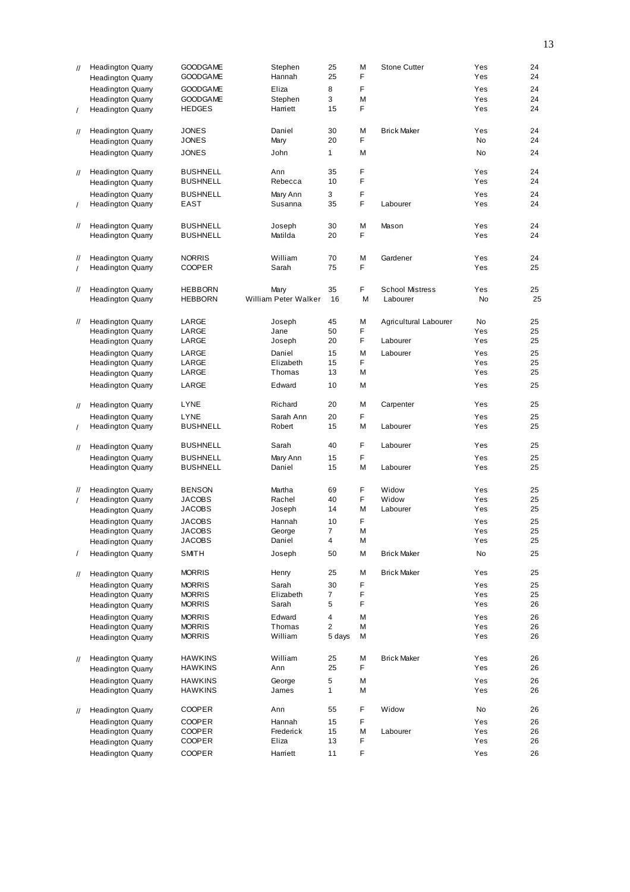| | | | | | | | | |
|---|---|---|---|---|---|---|---|---|
| // | Headington Quarry | GOODGAME | Stephen | 25 | M | Stone Cutter | Yes | 24 |
| | Headington Quarry | GOODGAME | Hannah | 25 | F | | Yes | 24 |
| | Headington Quarry | GOODGAME | Eliza | 8 | F | | Yes | 24 |
| | Headington Quarry | GOODGAME | Stephen | 3 | M | | Yes | 24 |
| / | Headington Quarry | HEDGES | Harriett | 15 | F | | Yes | 24 |
| // | Headington Quarry | JONES | Daniel | 30 | M | Brick Maker | Yes | 24 |
| | Headington Quarry | JONES | Mary | 20 | F | | No | 24 |
| | Headington Quarry | JONES | John | 1 | M | | No | 24 |
| // | Headington Quarry | BUSHNELL | Ann | 35 | F | | Yes | 24 |
| | Headington Quarry | BUSHNELL | Rebecca | 10 | F | | Yes | 24 |
| | Headington Quarry | BUSHNELL | Mary Ann | 3 | F | | Yes | 24 |
| / | Headington Quarry | EAST | Susanna | 35 | F | Labourer | Yes | 24 |
| // | Headington Quarry | BUSHNELL | Joseph | 30 | M | Mason | Yes | 24 |
| | Headington Quarry | BUSHNELL | Matilda | 20 | F | | Yes | 24 |
| // | Headington Quarry | NORRIS | William | 70 | M | Gardener | Yes | 24 |
| / | Headington Quarry | COOPER | Sarah | 75 | F | | Yes | 25 |
| // | Headington Quarry | HEBBORN | Mary | 35 | F | School Mistress | Yes | 25 |
| | Headington Quarry | HEBBORN | William Peter Walker | 16 | M | Labourer | No | 25 |
| // | Headington Quarry | LARGE | Joseph | 45 | M | Agricultural Labourer | No | 25 |
| | Headington Quarry | LARGE | Jane | 50 | F | | Yes | 25 |
| | Headington Quarry | LARGE | Joseph | 20 | F | Labourer | Yes | 25 |
| | Headington Quarry | LARGE | Daniel | 15 | M | Labourer | Yes | 25 |
| | Headington Quarry | LARGE | Elizabeth | 15 | F | | Yes | 25 |
| | Headington Quarry | LARGE | Thomas | 13 | M | | Yes | 25 |
| | Headington Quarry | LARGE | Edward | 10 | M | | Yes | 25 |
| // | Headington Quarry | LYNE | Richard | 20 | M | Carpenter | Yes | 25 |
| | Headington Quarry | LYNE | Sarah Ann | 20 | F | | Yes | 25 |
| / | Headington Quarry | BUSHNELL | Robert | 15 | M | Labourer | Yes | 25 |
| // | Headington Quarry | BUSHNELL | Sarah | 40 | F | Labourer | Yes | 25 |
| | Headington Quarry | BUSHNELL | Mary Ann | 15 | F | | Yes | 25 |
| | Headington Quarry | BUSHNELL | Daniel | 15 | M | Labourer | Yes | 25 |
| // | Headington Quarry | BENSON | Martha | 69 | F | Widow | Yes | 25 |
| / | Headington Quarry | JACOBS | Rachel | 40 | F | Widow | Yes | 25 |
| | Headington Quarry | JACOBS | Joseph | 14 | M | Labourer | Yes | 25 |
| | Headington Quarry | JACOBS | Hannah | 10 | F | | Yes | 25 |
| | Headington Quarry | JACOBS | George | 7 | M | | Yes | 25 |
| | Headington Quarry | JACOBS | Daniel | 4 | M | | Yes | 25 |
| / | Headington Quarry | SMITH | Joseph | 50 | M | Brick Maker | No | 25 |
| // | Headington Quarry | MORRIS | Henry | 25 | M | Brick Maker | Yes | 25 |
| | Headington Quarry | MORRIS | Sarah | 30 | F | | Yes | 25 |
| | Headington Quarry | MORRIS | Elizabeth | 7 | F | | Yes | 25 |
| | Headington Quarry | MORRIS | Sarah | 5 | F | | Yes | 26 |
| | Headington Quarry | MORRIS | Edward | 4 | M | | Yes | 26 |
| | Headington Quarry | MORRIS | Thomas | 2 | M | | Yes | 26 |
| | Headington Quarry | MORRIS | William | 5 days | M | | Yes | 26 |
| // | Headington Quarry | HAWKINS | William | 25 | M | Brick Maker | Yes | 26 |
| | Headington Quarry | HAWKINS | Ann | 25 | F | | Yes | 26 |
| | Headington Quarry | HAWKINS | George | 5 | M | | Yes | 26 |
| | Headington Quarry | HAWKINS | James | 1 | M | | Yes | 26 |
| // | Headington Quarry | COOPER | Ann | 55 | F | Widow | No | 26 |
| | Headington Quarry | COOPER | Hannah | 15 | F | | Yes | 26 |
| | Headington Quarry | COOPER | Frederick | 15 | M | Labourer | Yes | 26 |
| | Headington Quarry | COOPER | Eliza | 13 | F | | Yes | 26 |
| | Headington Quarry | COOPER | Harriett | 11 | F | | Yes | 26 |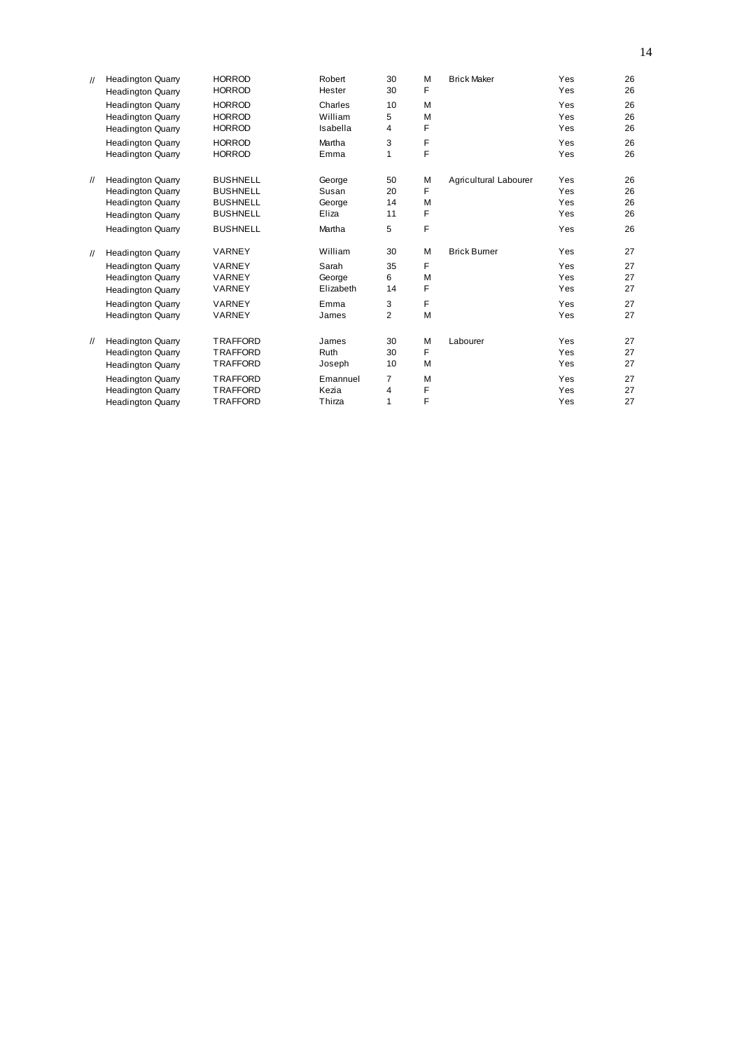| | | | | | | | | |
|---|---|---|---|---|---|---|---|---|
| // | Headington Quarry | HORROD | Robert | 30 | M | Brick Maker | Yes | 26 |
| | Headington Quarry | HORROD | Hester | 30 | F | | Yes | 26 |
| | Headington Quarry | HORROD | Charles | 10 | M | | Yes | 26 |
| | Headington Quarry | HORROD | William | 5 | M | | Yes | 26 |
| | Headington Quarry | HORROD | Isabella | 4 | F | | Yes | 26 |
| | Headington Quarry | HORROD | Martha | 3 | F | | Yes | 26 |
| | Headington Quarry | HORROD | Emma | 1 | F | | Yes | 26 |
| // | Headington Quarry | BUSHNELL | George | 50 | M | Agricultural Labourer | Yes | 26 |
| | Headington Quarry | BUSHNELL | Susan | 20 | F | | Yes | 26 |
| | Headington Quarry | BUSHNELL | George | 14 | M | | Yes | 26 |
| | Headington Quarry | BUSHNELL | Eliza | 11 | F | | Yes | 26 |
| | Headington Quarry | BUSHNELL | Martha | 5 | F | | Yes | 26 |
| // | Headington Quarry | VARNEY | William | 30 | M | Brick Burner | Yes | 27 |
| | Headington Quarry | VARNEY | Sarah | 35 | F | | Yes | 27 |
| | Headington Quarry | VARNEY | George | 6 | M | | Yes | 27 |
| | Headington Quarry | VARNEY | Elizabeth | 14 | F | | Yes | 27 |
| | Headington Quarry | VARNEY | Emma | 3 | F | | Yes | 27 |
| | Headington Quarry | VARNEY | James | 2 | M | | Yes | 27 |
| // | Headington Quarry | TRAFFORD | James | 30 | M | Labourer | Yes | 27 |
| | Headington Quarry | TRAFFORD | Ruth | 30 | F | | Yes | 27 |
| | Headington Quarry | TRAFFORD | Joseph | 10 | M | | Yes | 27 |
| | Headington Quarry | TRAFFORD | Emannuel | 7 | M | | Yes | 27 |
| | Headington Quarry | TRAFFORD | Kezia | 4 | F | | Yes | 27 |
| | Headington Quarry | TRAFFORD | Thirza | 1 | F | | Yes | 27 |